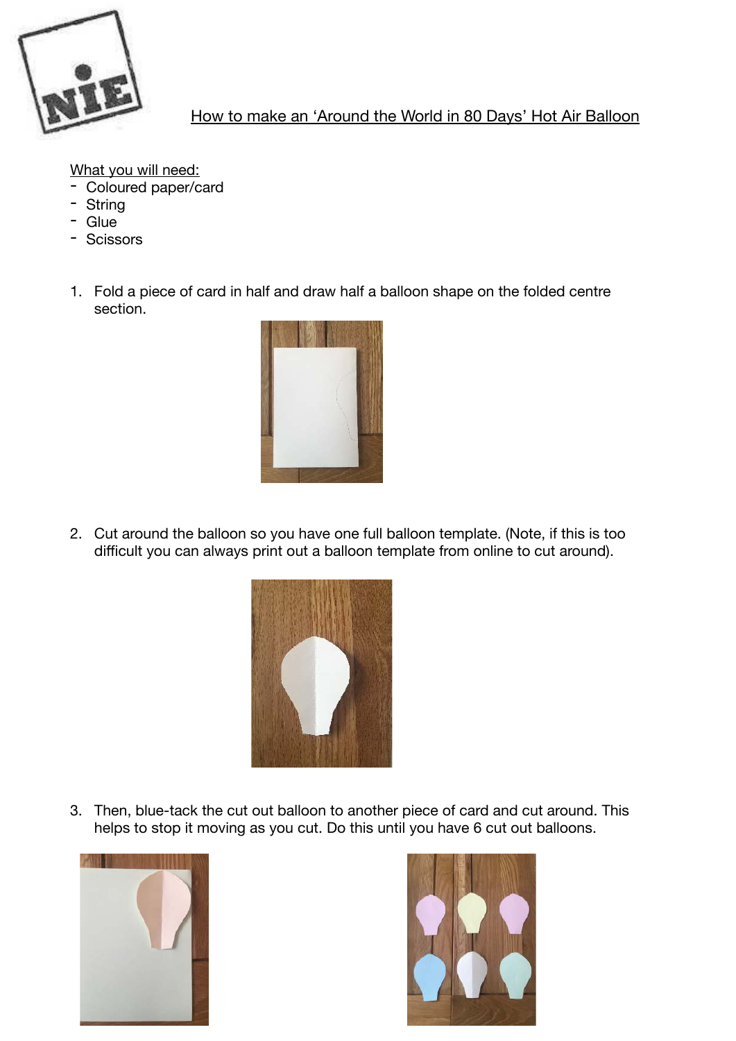# How to make an 'Around the World in 80 Days' Hot Air Balloon

What you will need:

- Coloured paper/card
- String
- Glue
- Scissors

1. Fold a piece of card in half and draw half a balloon shape on the folded centre section.

2. Cut around the balloon so you have one full balloon template. (Note, if this is too difficult you can always print out a balloon template from online to cut around).

3. Then, blue-tack the cut out balloon to another piece of card and cut around. This helps to stop it moving as you cut. Do this until you have 6 cut out balloons.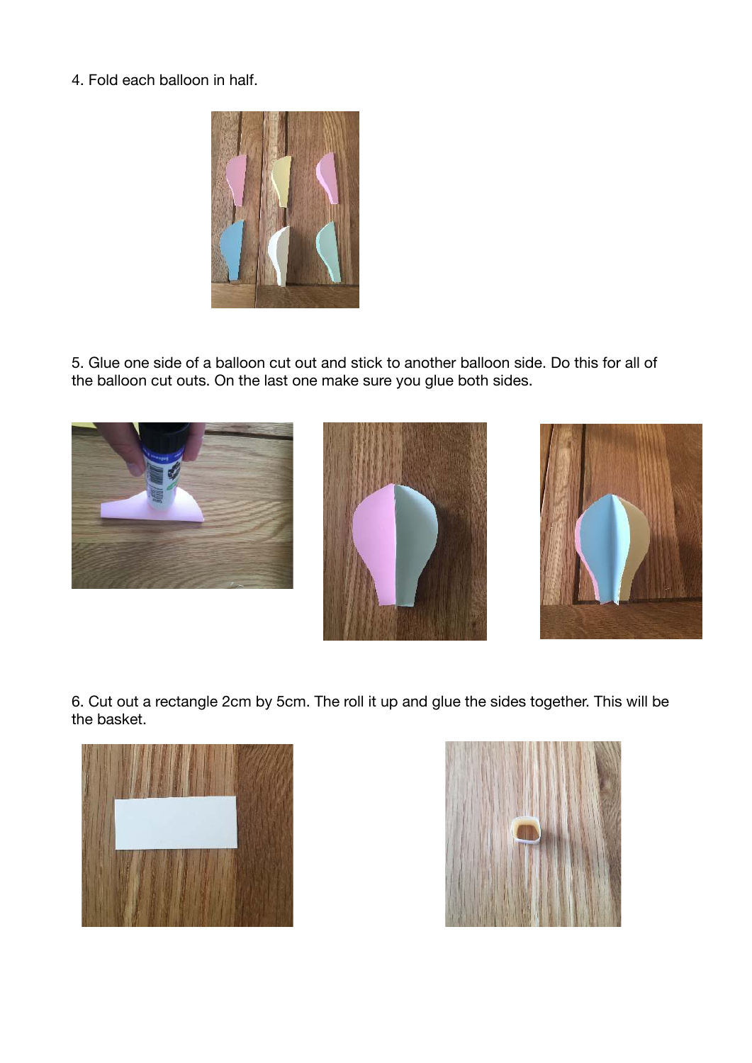4. Fold each balloon in half.

5. Glue one side of a balloon cut out and stick to another balloon side. Do this for all of the balloon cut outs. On the last one make sure you glue both sides.

6. Cut out a rectangle 2cm by 5cm. The roll it up and glue the sides together. This will be the basket.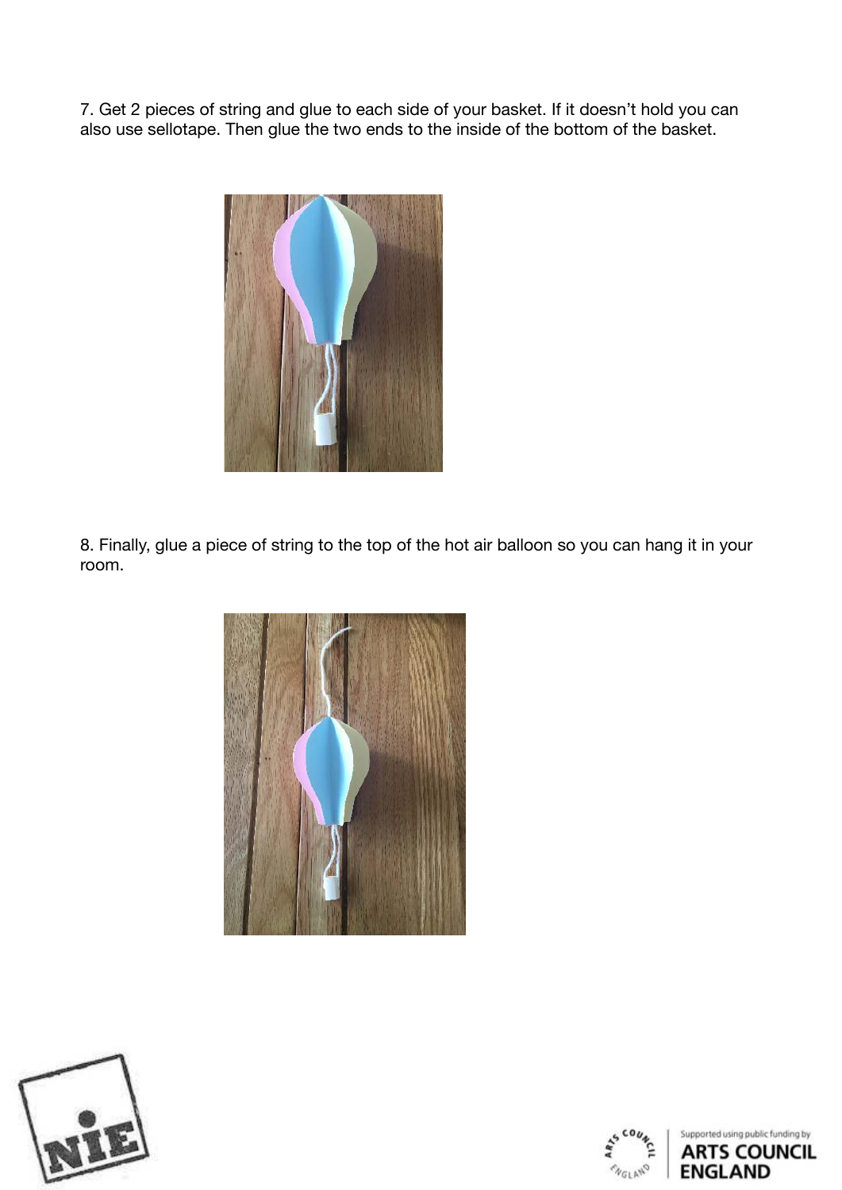7. Get 2 pieces of string and glue to each side of your basket. If it doesn't hold you can also use sellotape. Then glue the two ends to the inside of the bottom of the basket.

8. Finally, glue a piece of string to the top of the hot air balloon so you can hang it in your room.